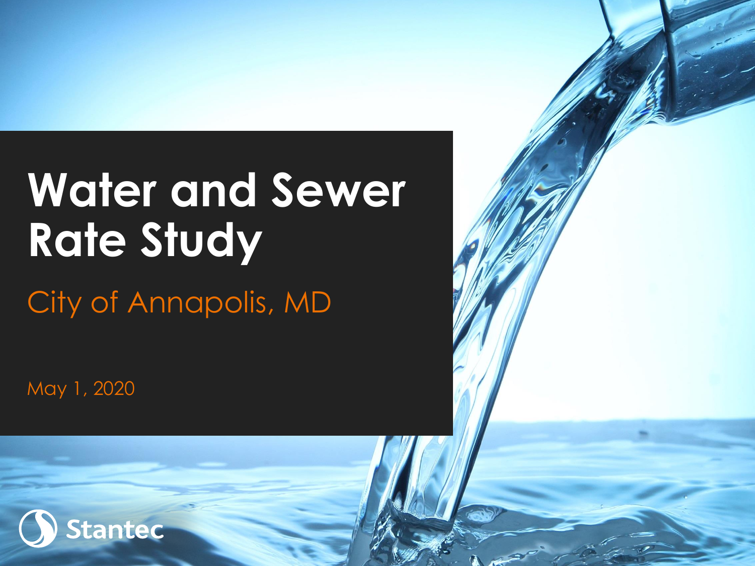# Water and Sewer Rate Study

## City of Annapolis, MD

May 1, 2020

Stantec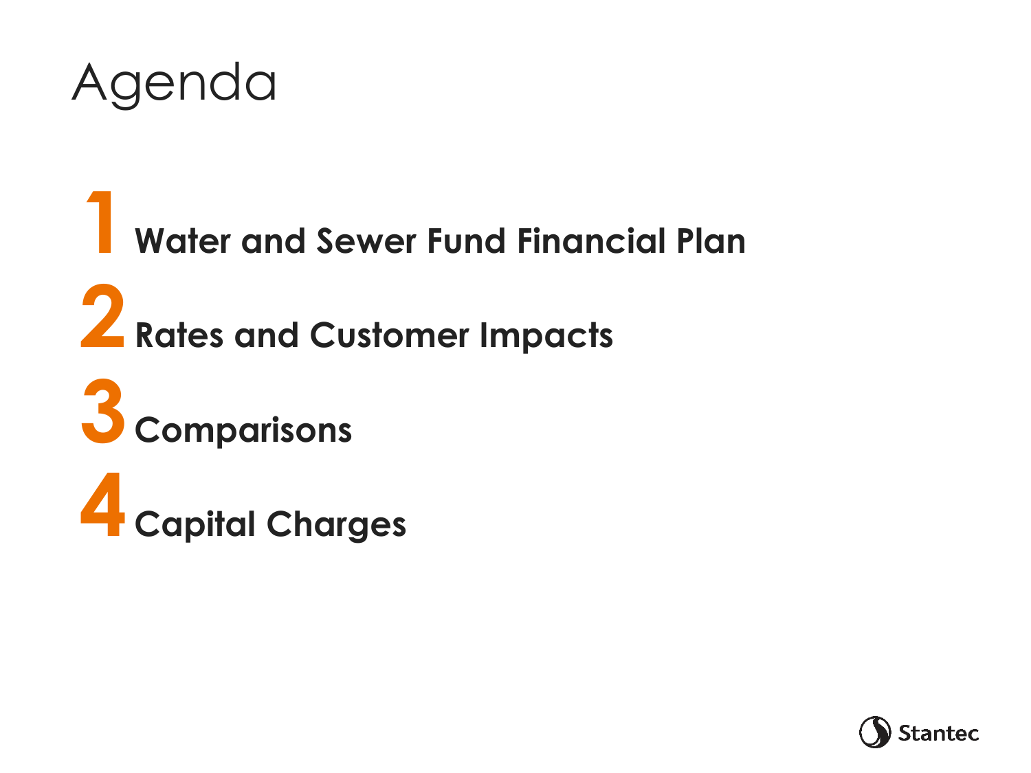# Agenda

1. **Water and Sewer Fund Financial Plan**
2. **Rates and Customer Impacts**
3. **Comparisons**
4. **Capital Charges**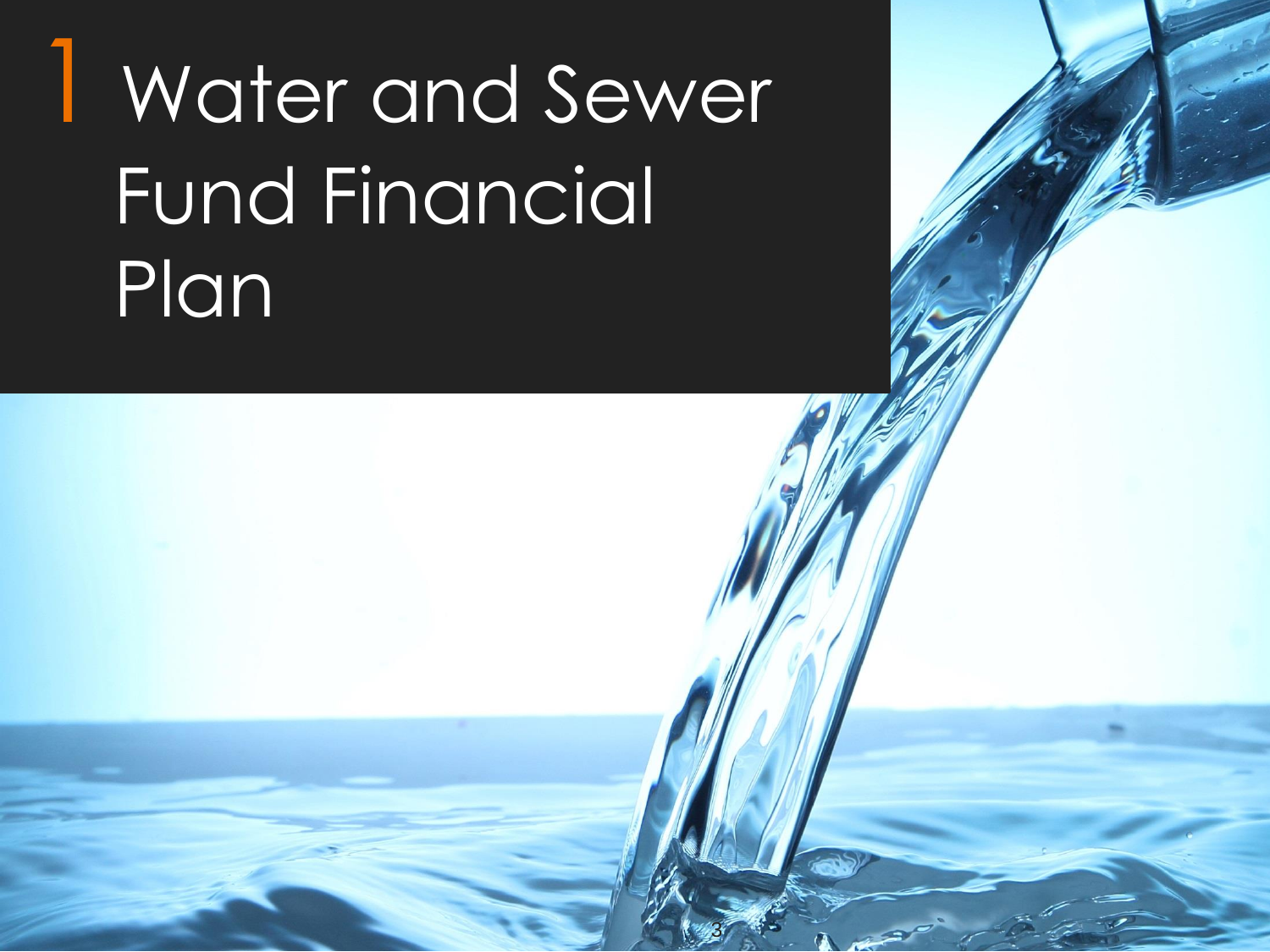# 1 Water and Sewer Fund Financial Plan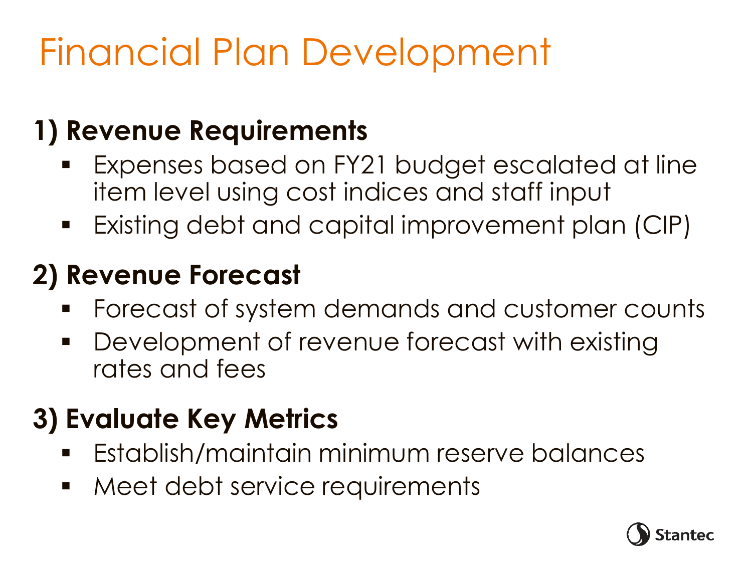# Financial Plan Development

## 1) Revenue Requirements

- Expenses based on FY21 budget escalated at line item level using cost indices and staff input
- Existing debt and capital improvement plan (CIP)

## 2) Revenue Forecast

- Forecast of system demands and customer counts
- Development of revenue forecast with existing rates and fees

## 3) Evaluate Key Metrics

- Establish/maintain minimum reserve balances
- Meet debt service requirements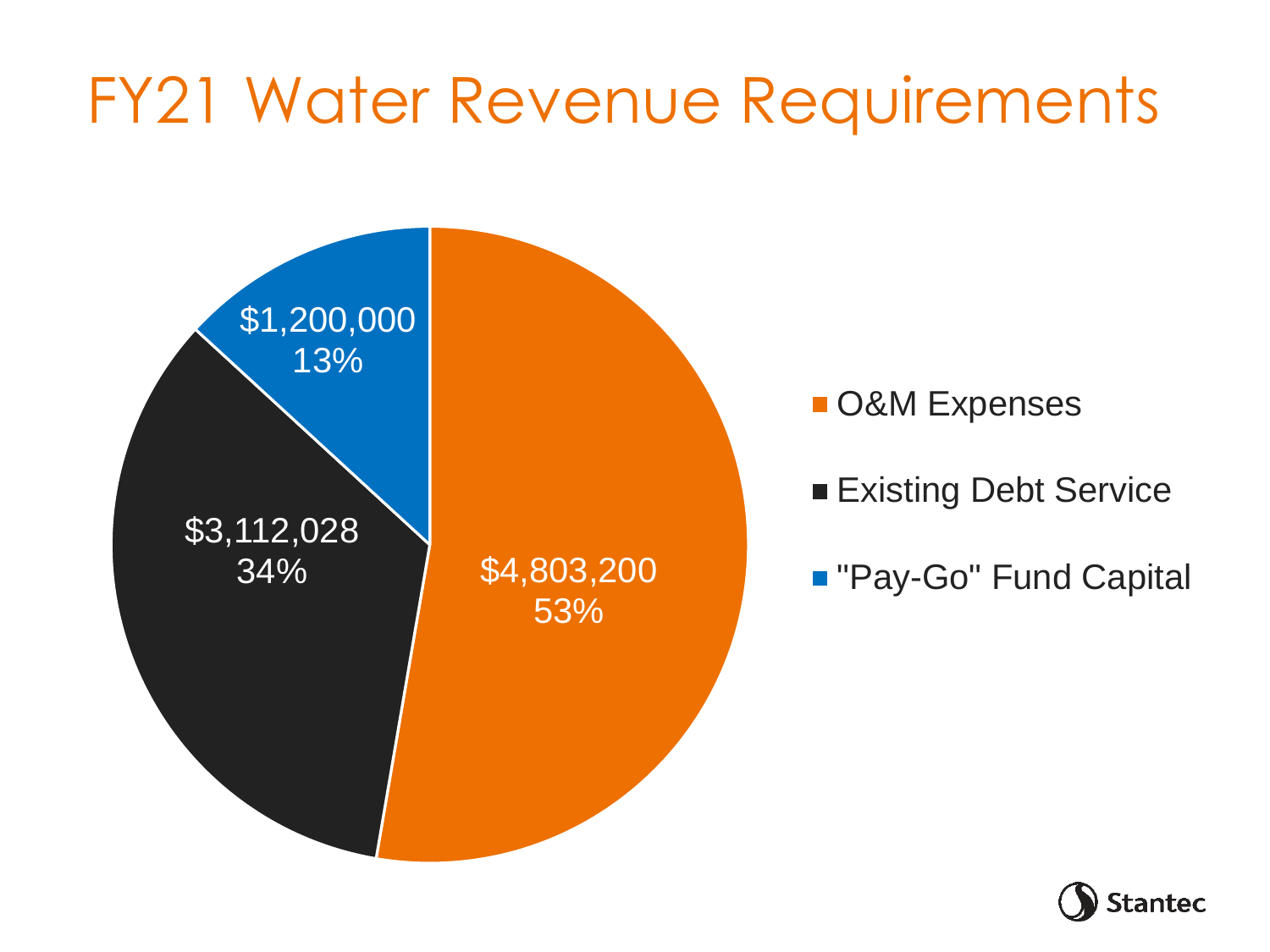# FY21 Water Revenue Requirements

| Category | Amount | Percentage |
| --- | --- | --- |
| O&M Expenses | $4,803,200 | 53% |
| Existing Debt Service | $3,112,028 | 34% |
| "Pay-Go" Fund Capital | $1,200,000 | 13% |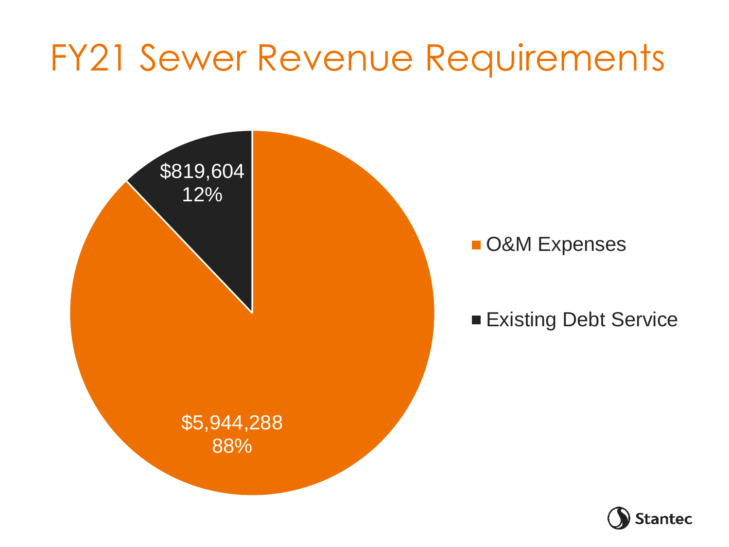# FY21 Sewer Revenue Requirements

| Category | Amount | Percent |
| --- | --- | --- |
| O&M Expenses | $5,944,288 | 88% |
| Existing Debt Service | $819,604 | 12% |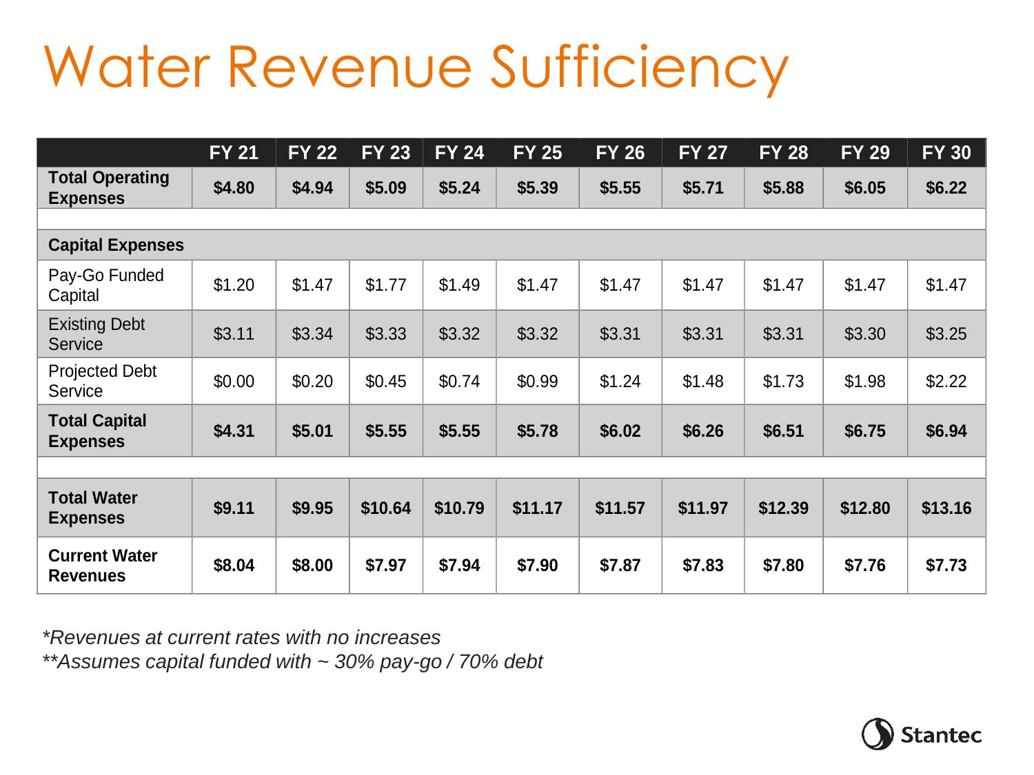# Water Revenue Sufficiency

| | FY 21 | FY 22 | FY 23 | FY 24 | FY 25 | FY 26 | FY 27 | FY 28 | FY 29 | FY 30 |
|---|---|---|---|---|---|---|---|---|---|---|
| **Total Operating Expenses** | **$4.80** | **$4.94** | **$5.09** | **$5.24** | **$5.39** | **$5.55** | **$5.71** | **$5.88** | **$6.05** | **$6.22** |
| | | | | | | | | | | |
| **Capital Expenses** | | | | | | | | | | |
| Pay-Go Funded Capital | $1.20 | $1.47 | $1.77 | $1.49 | $1.47 | $1.47 | $1.47 | $1.47 | $1.47 | $1.47 |
| Existing Debt Service | $3.11 | $3.34 | $3.33 | $3.32 | $3.32 | $3.31 | $3.31 | $3.31 | $3.30 | $3.25 |
| Projected Debt Service | $0.00 | $0.20 | $0.45 | $0.74 | $0.99 | $1.24 | $1.48 | $1.73 | $1.98 | $2.22 |
| **Total Capital Expenses** | **$4.31** | **$5.01** | **$5.55** | **$5.55** | **$5.78** | **$6.02** | **$6.26** | **$6.51** | **$6.75** | **$6.94** |
| | | | | | | | | | | |
| **Total Water Expenses** | **$9.11** | **$9.95** | **$10.64** | **$10.79** | **$11.17** | **$11.57** | **$11.97** | **$12.39** | **$12.80** | **$13.16** |
| **Current Water Revenues** | **$8.04** | **$8.00** | **$7.97** | **$7.94** | **$7.90** | **$7.87** | **$7.83** | **$7.80** | **$7.76** | **$7.73** |

*\*Revenues at current rates with no increases*
*\*\*Assumes capital funded with ~ 30% pay-go / 70% debt*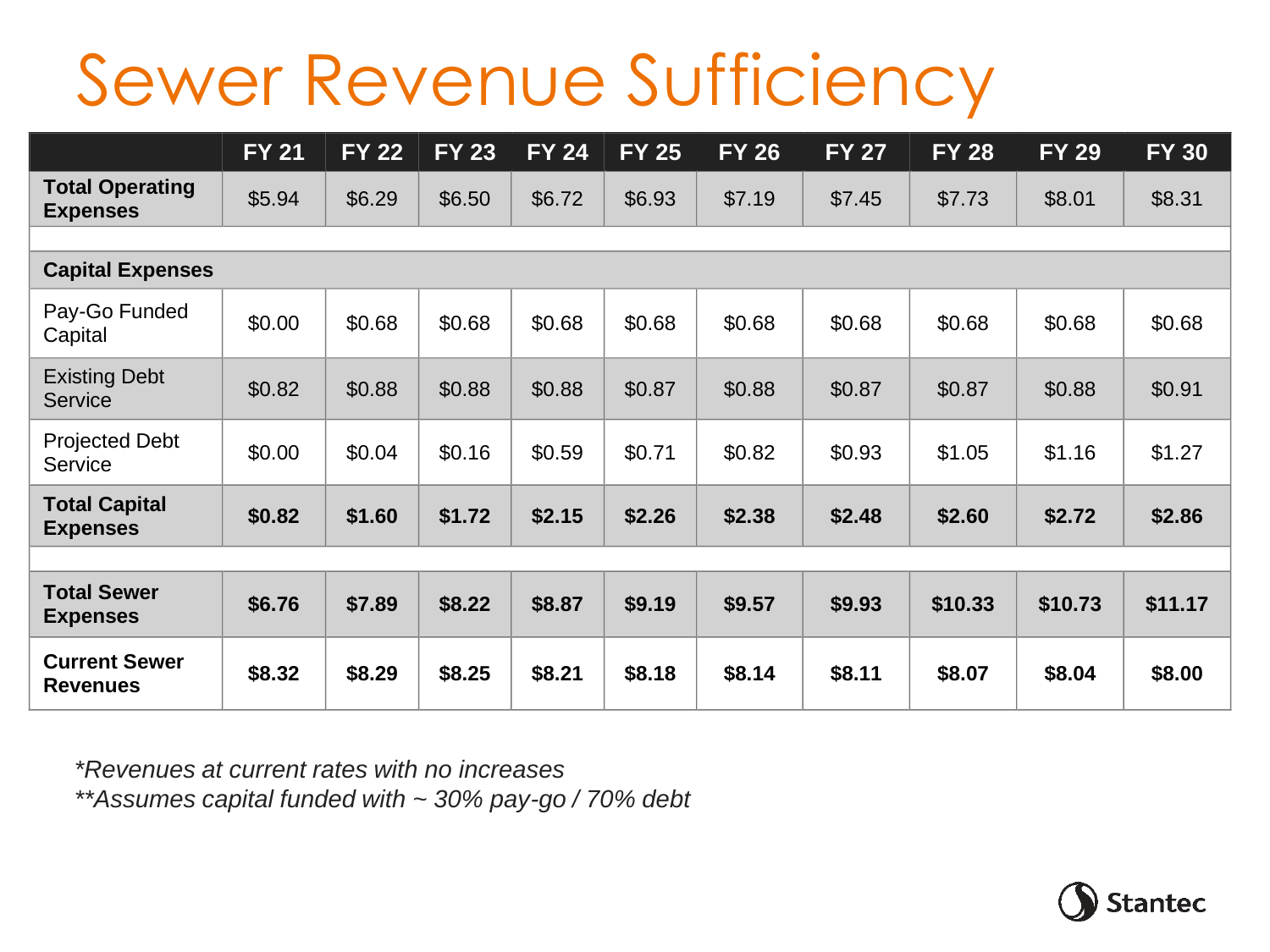# Sewer Revenue Sufficiency

| | FY 21 | FY 22 | FY 23 | FY 24 | FY 25 | FY 26 | FY 27 | FY 28 | FY 29 | FY 30 |
|---|---|---|---|---|---|---|---|---|---|---|
| **Total Operating Expenses** | $5.94 | $6.29 | $6.50 | $6.72 | $6.93 | $7.19 | $7.45 | $7.73 | $8.01 | $8.31 |
| | | | | | | | | | | |
| **Capital Expenses** | | | | | | | | | | |
| Pay-Go Funded Capital | $0.00 | $0.68 | $0.68 | $0.68 | $0.68 | $0.68 | $0.68 | $0.68 | $0.68 | $0.68 |
| Existing Debt Service | $0.82 | $0.88 | $0.88 | $0.88 | $0.87 | $0.88 | $0.87 | $0.87 | $0.88 | $0.91 |
| Projected Debt Service | $0.00 | $0.04 | $0.16 | $0.59 | $0.71 | $0.82 | $0.93 | $1.05 | $1.16 | $1.27 |
| **Total Capital Expenses** | **$0.82** | **$1.60** | **$1.72** | **$2.15** | **$2.26** | **$2.38** | **$2.48** | **$2.60** | **$2.72** | **$2.86** |
| | | | | | | | | | | |
| **Total Sewer Expenses** | **$6.76** | **$7.89** | **$8.22** | **$8.87** | **$9.19** | **$9.57** | **$9.93** | **$10.33** | **$10.73** | **$11.17** |
| **Current Sewer Revenues** | **$8.32** | **$8.29** | **$8.25** | **$8.21** | **$8.18** | **$8.14** | **$8.11** | **$8.07** | **$8.04** | **$8.00** |

*\*Revenues at current rates with no increases*
*\*\*Assumes capital funded with ~ 30% pay-go / 70% debt*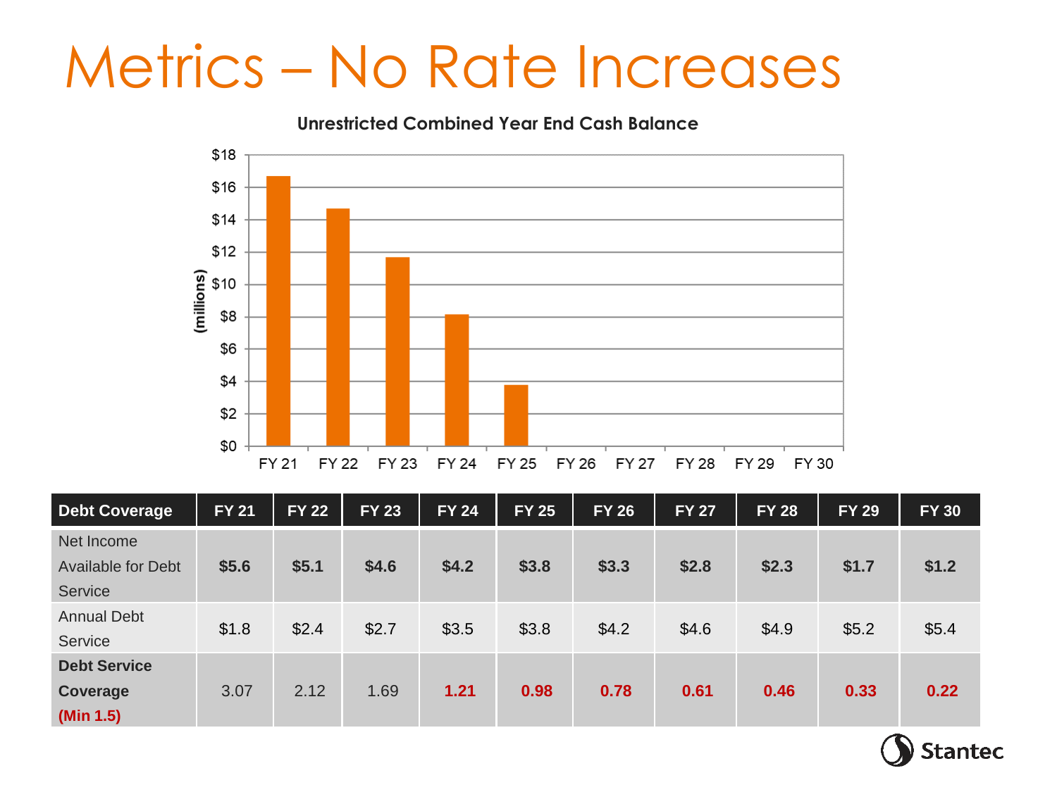# Metrics – No Rate Increases

**Unrestricted Combined Year End Cash Balance**

(millions)

| | FY 21 | FY 22 | FY 23 | FY 24 | FY 25 | FY 26 | FY 27 | FY 28 | FY 29 | FY 30 |
|---|---|---|---|---|---|---|---|---|---|---|
| Cash Balance | ~$16.7 | ~$14.7 | ~$11.7 | ~$8.1 | ~$3.8 | | | | | |

| Debt Coverage | FY 21 | FY 22 | FY 23 | FY 24 | FY 25 | FY 26 | FY 27 | FY 28 | FY 29 | FY 30 |
|---|---|---|---|---|---|---|---|---|---|---|
| Net Income Available for Debt Service | **$5.6** | **$5.1** | **$4.6** | **$4.2** | **$3.8** | **$3.3** | **$2.8** | **$2.3** | **$1.7** | **$1.2** |
| Annual Debt Service | $1.8 | $2.4 | $2.7 | $3.5 | $3.8 | $4.2 | $4.6 | $4.9 | $5.2 | $5.4 |
| **Debt Service Coverage** **(Min 1.5)** | 3.07 | 2.12 | 1.69 | **1.21** | **0.98** | **0.78** | **0.61** | **0.46** | **0.33** | **0.22** |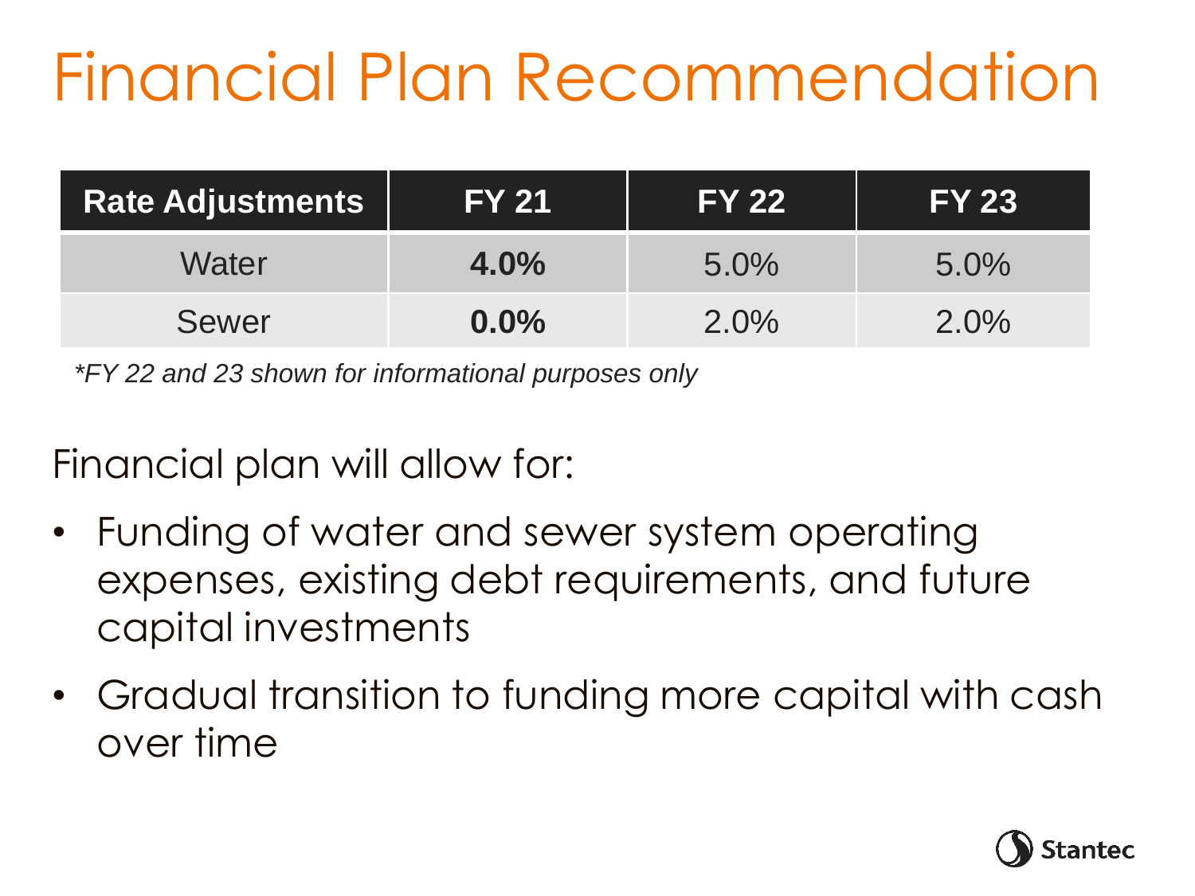# Financial Plan Recommendation

| Rate Adjustments | FY 21 | FY 22 | FY 23 |
|---|---|---|---|
| Water | **4.0%** | 5.0% | 5.0% |
| Sewer | **0.0%** | 2.0% | 2.0% |

*\*FY 22 and 23 shown for informational purposes only*

Financial plan will allow for:

- Funding of water and sewer system operating expenses, existing debt requirements, and future capital investments
- Gradual transition to funding more capital with cash over time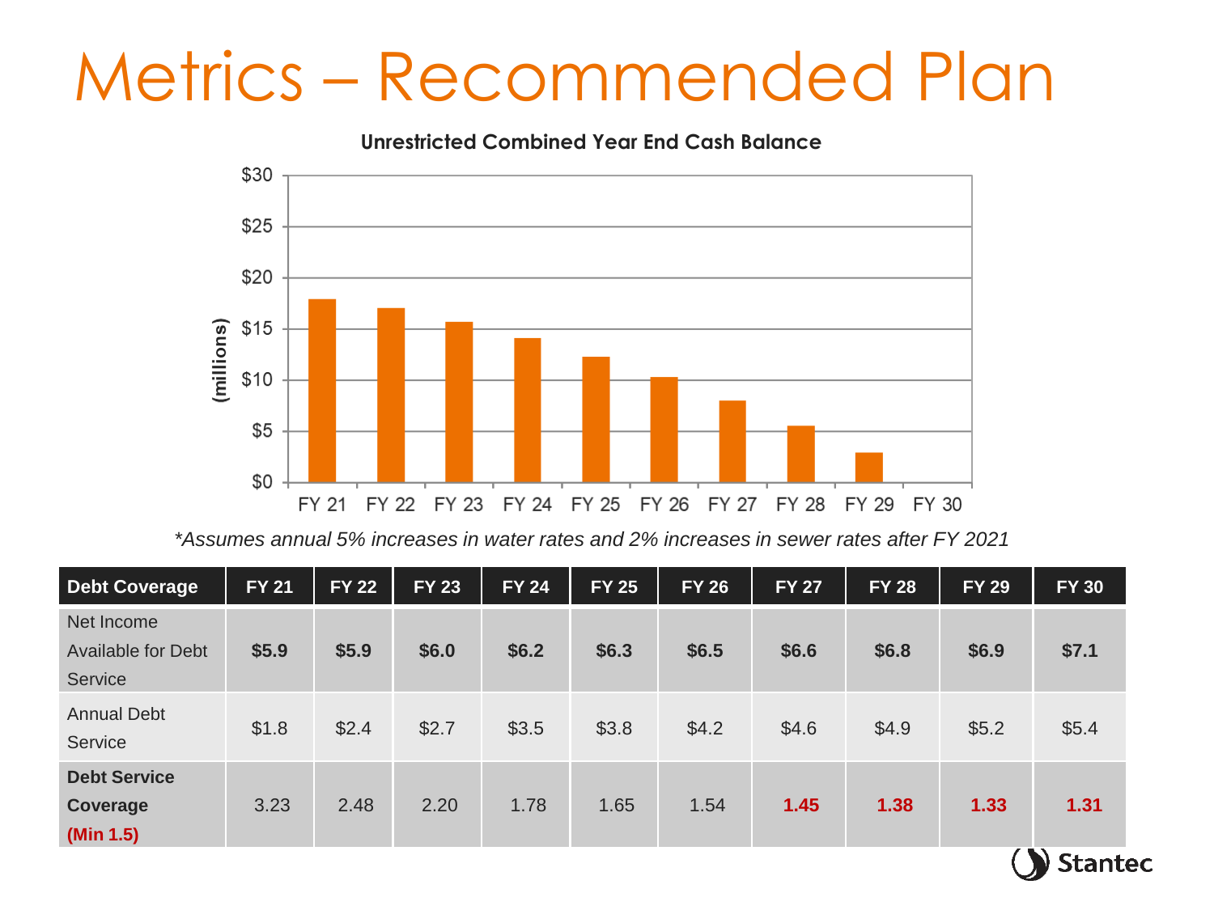# Metrics – Recommended Plan

**Unrestricted Combined Year End Cash Balance**

*\*Assumes annual 5% increases in water rates and 2% increases in sewer rates after FY 2021*

| Debt Coverage | FY 21 | FY 22 | FY 23 | FY 24 | FY 25 | FY 26 | FY 27 | FY 28 | FY 29 | FY 30 |
|---|---|---|---|---|---|---|---|---|---|---|
| Net Income Available for Debt Service | **$5.9** | **$5.9** | **$6.0** | **$6.2** | **$6.3** | **$6.5** | **$6.6** | **$6.8** | **$6.9** | **$7.1** |
| Annual Debt Service | $1.8 | $2.4 | $2.7 | $3.5 | $3.8 | $4.2 | $4.6 | $4.9 | $5.2 | $5.4 |
| **Debt Service Coverage (Min 1.5)** | 3.23 | 2.48 | 2.20 | 1.78 | 1.65 | 1.54 | **1.45** | **1.38** | **1.33** | **1.31** |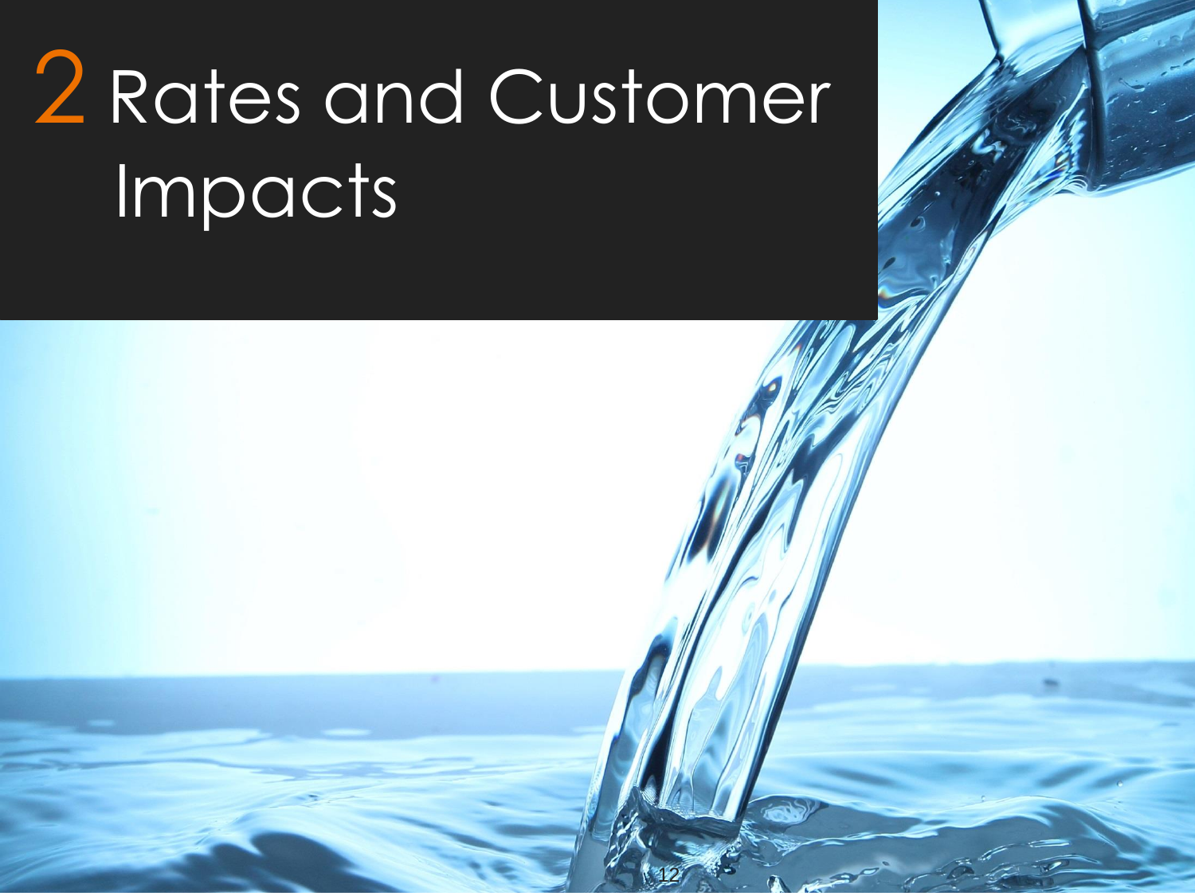# 2 Rates and Customer Impacts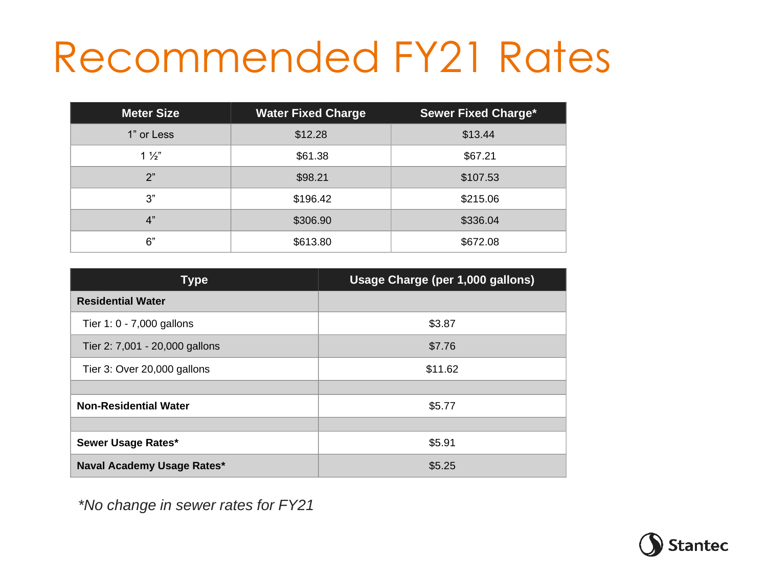# Recommended FY21 Rates

| Meter Size | Water Fixed Charge | Sewer Fixed Charge* |
|---|---|---|
| 1” or Less | $12.28 | $13.44 |
| 1 ½” | $61.38 | $67.21 |
| 2” | $98.21 | $107.53 |
| 3” | $196.42 | $215.06 |
| 4” | $306.90 | $336.04 |
| 6” | $613.80 | $672.08 |

| Type | Usage Charge (per 1,000 gallons) |
|---|---|
| **Residential Water** | |
| Tier 1: 0 - 7,000 gallons | $3.87 |
| Tier 2: 7,001 - 20,000 gallons | $7.76 |
| Tier 3: Over 20,000 gallons | $11.62 |
| | |
| **Non-Residential Water** | $5.77 |
| | |
| **Sewer Usage Rates*** | $5.91 |
| **Naval Academy Usage Rates*** | $5.25 |

*\*No change in sewer rates for FY21*

Stantec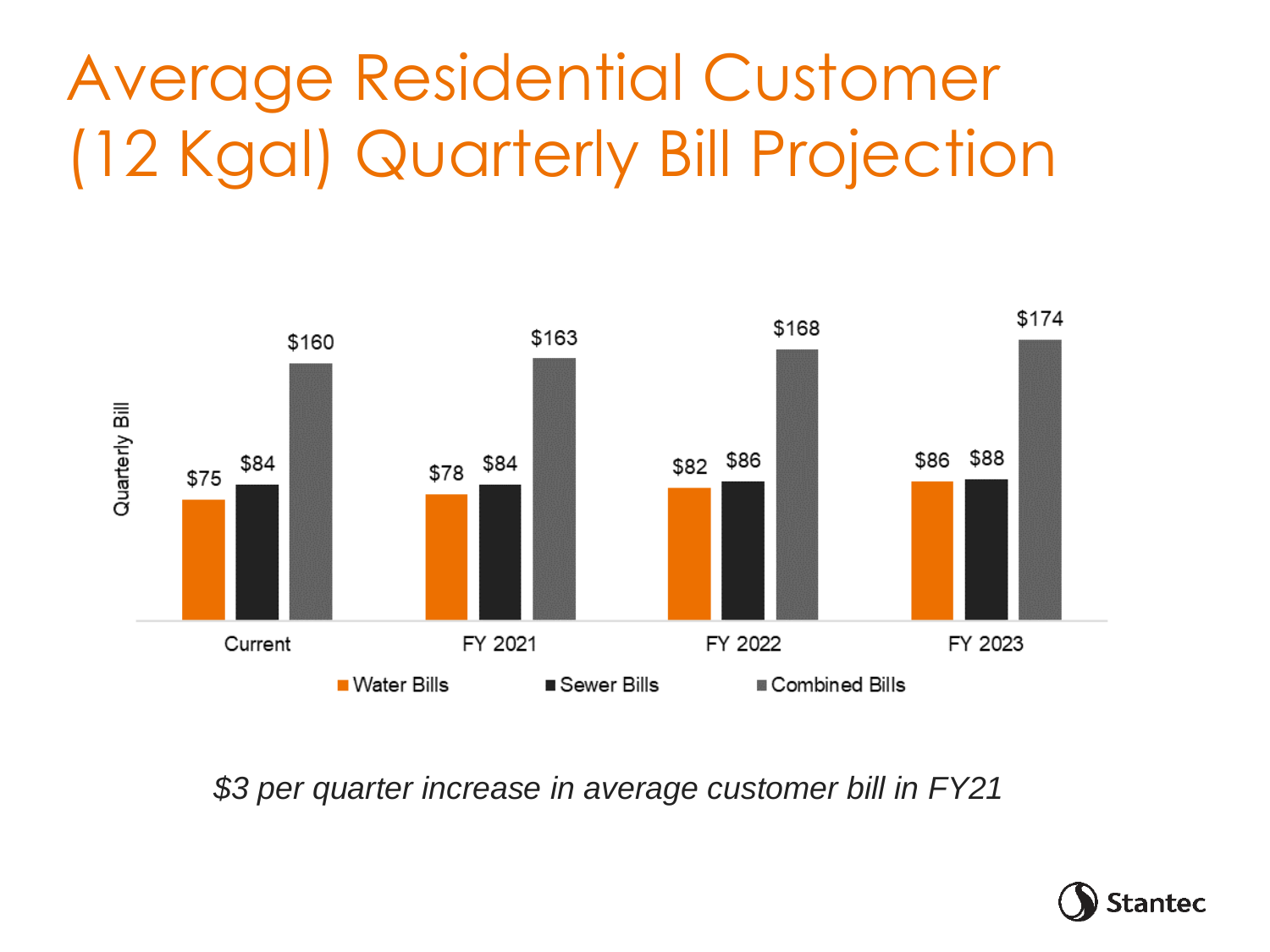# Average Residential Customer (12 Kgal) Quarterly Bill Projection

| Quarterly Bill | Water Bills | Sewer Bills | Combined Bills |
|---|---|---|---|
| Current | $75 | $84 | $160 |
| FY 2021 | $78 | $84 | $163 |
| FY 2022 | $82 | $86 | $168 |
| FY 2023 | $86 | $88 | $174 |

*$3 per quarter increase in average customer bill in FY21*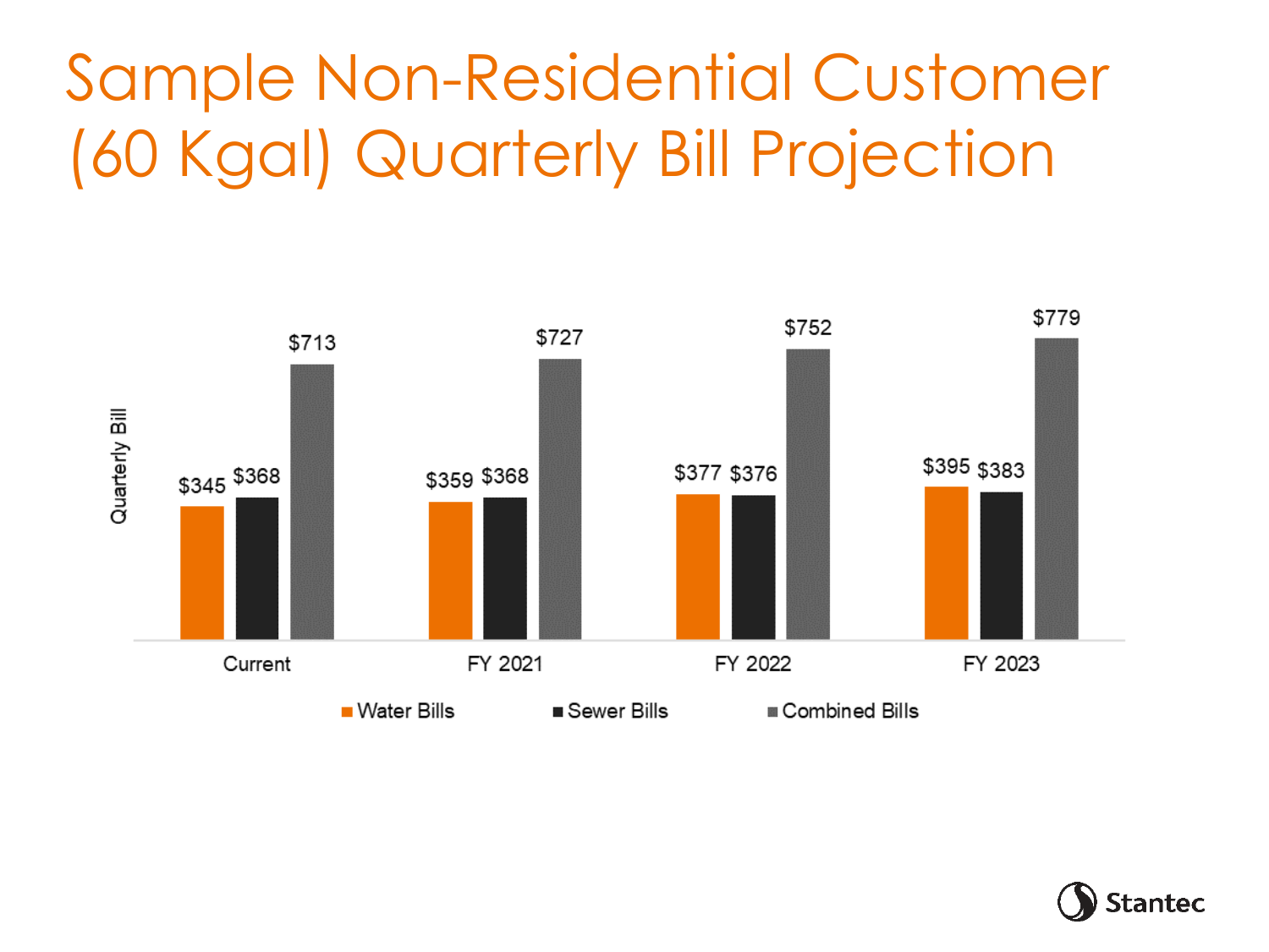# Sample Non-Residential Customer (60 Kgal) Quarterly Bill Projection

| Quarterly Bill | Water Bills | Sewer Bills | Combined Bills |
|---|---|---|---|
| Current | $345 | $368 | $713 |
| FY 2021 | $359 | $368 | $727 |
| FY 2022 | $377 | $376 | $752 |
| FY 2023 | $395 | $383 | $779 |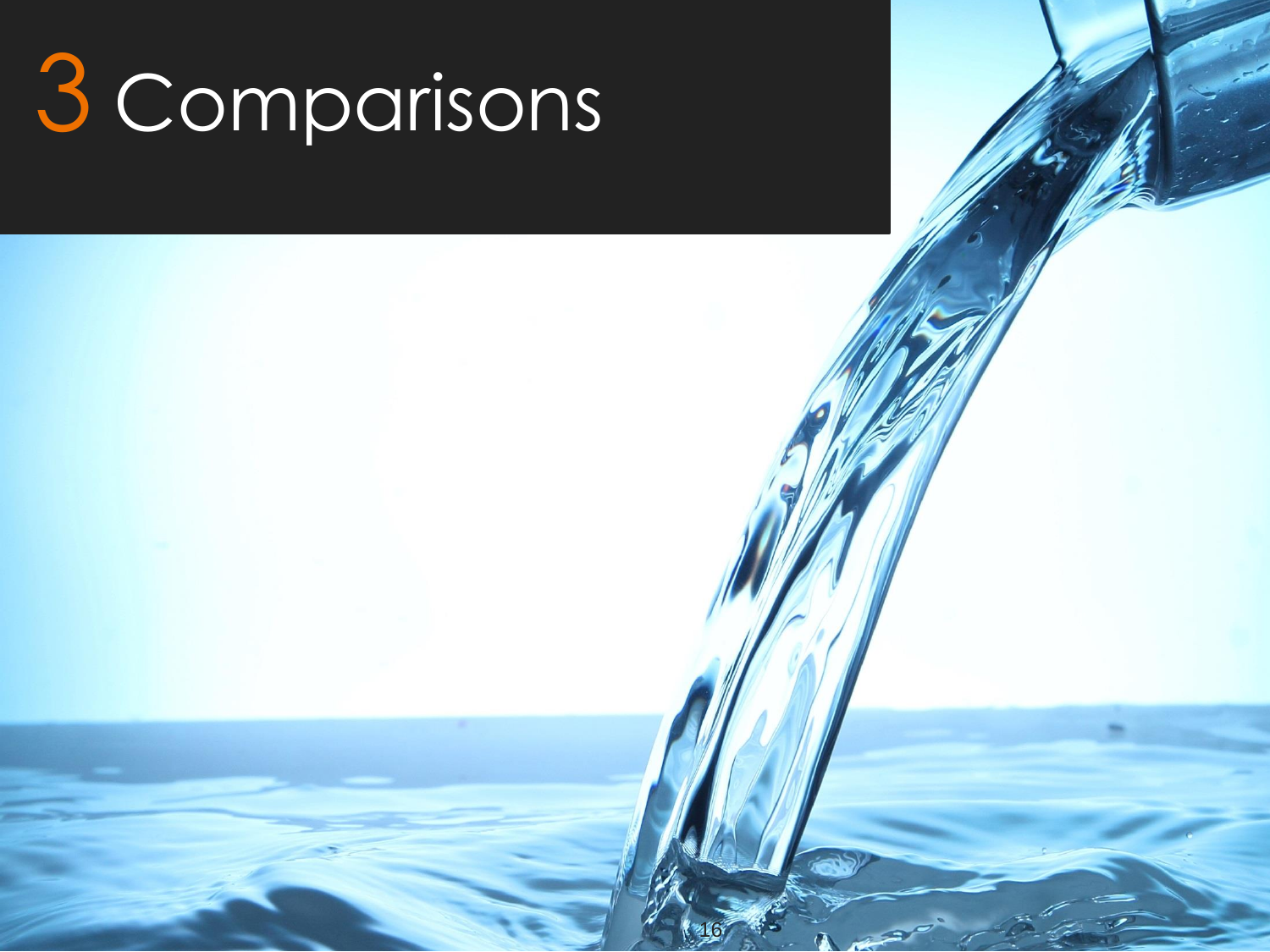# 3 Comparisons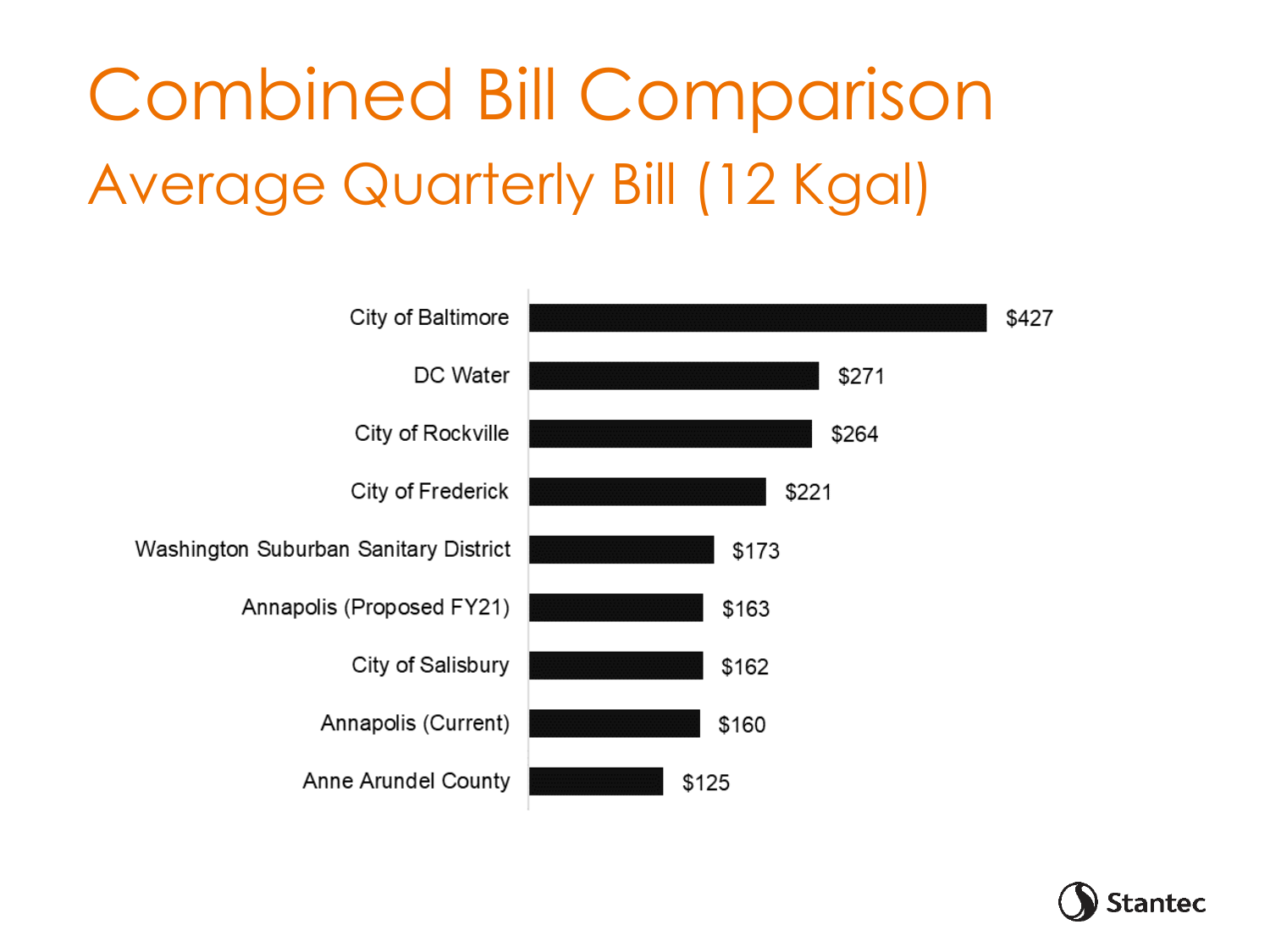# Combined Bill Comparison

## Average Quarterly Bill (12 Kgal)

| Utility | Average Quarterly Bill |
| --- | --- |
| City of Baltimore | $427 |
| DC Water | $271 |
| City of Rockville | $264 |
| City of Frederick | $221 |
| Washington Suburban Sanitary District | $173 |
| Annapolis (Proposed FY21) | $163 |
| City of Salisbury | $162 |
| Annapolis (Current) | $160 |
| Anne Arundel County | $125 |

Stantec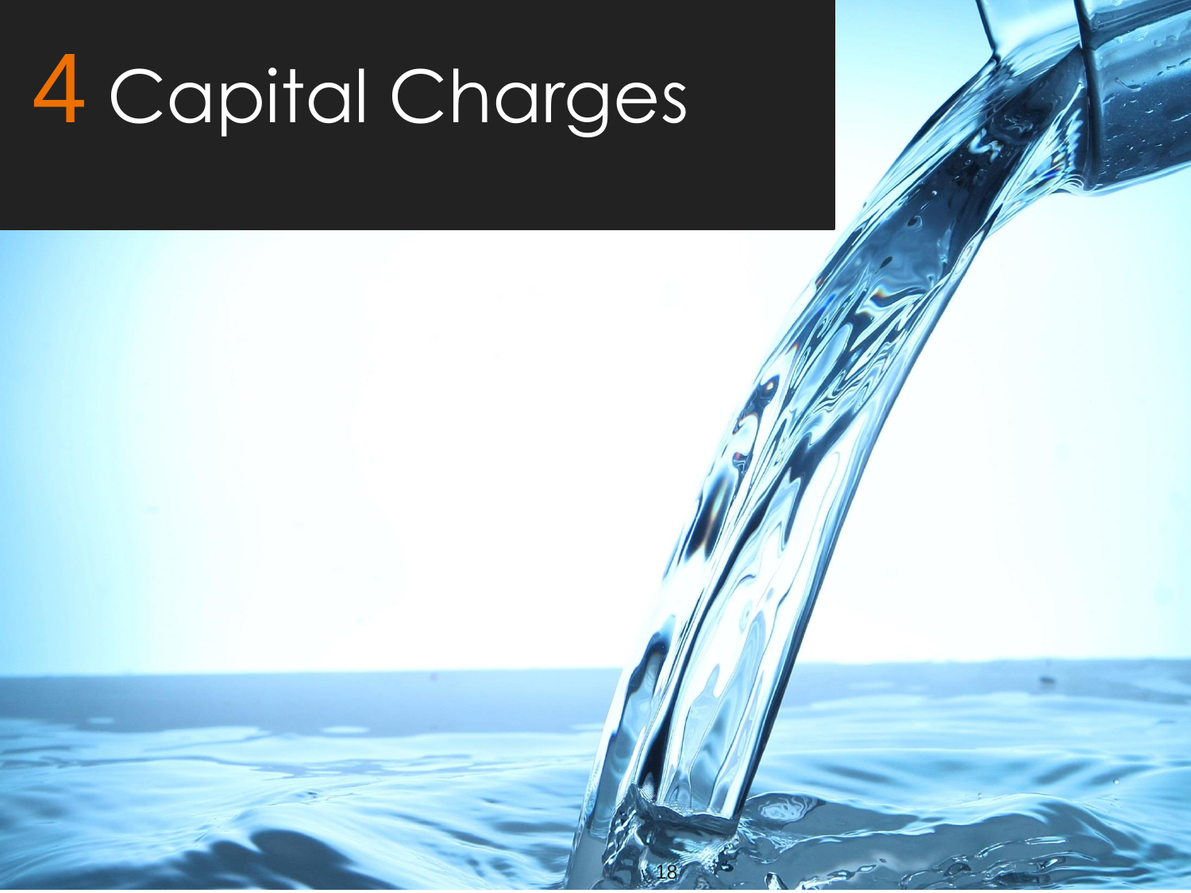# 4 Capital Charges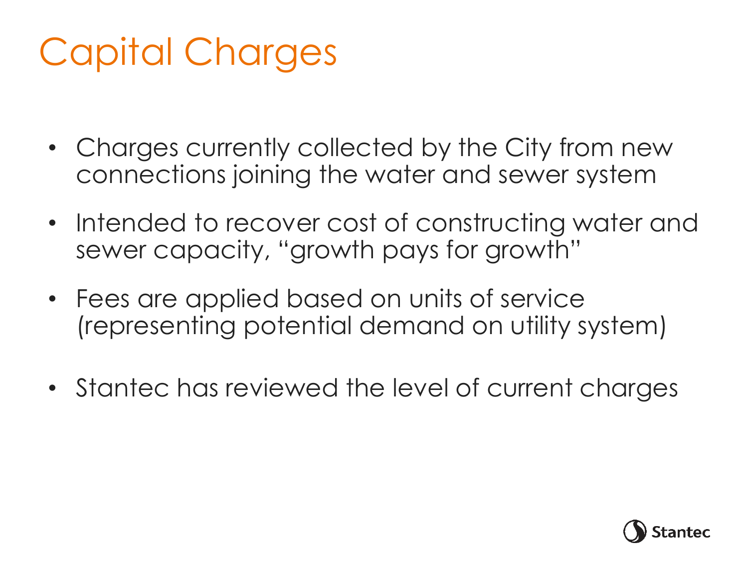# Capital Charges

- Charges currently collected by the City from new connections joining the water and sewer system
- Intended to recover cost of constructing water and sewer capacity, "growth pays for growth"
- Fees are applied based on units of service (representing potential demand on utility system)
- Stantec has reviewed the level of current charges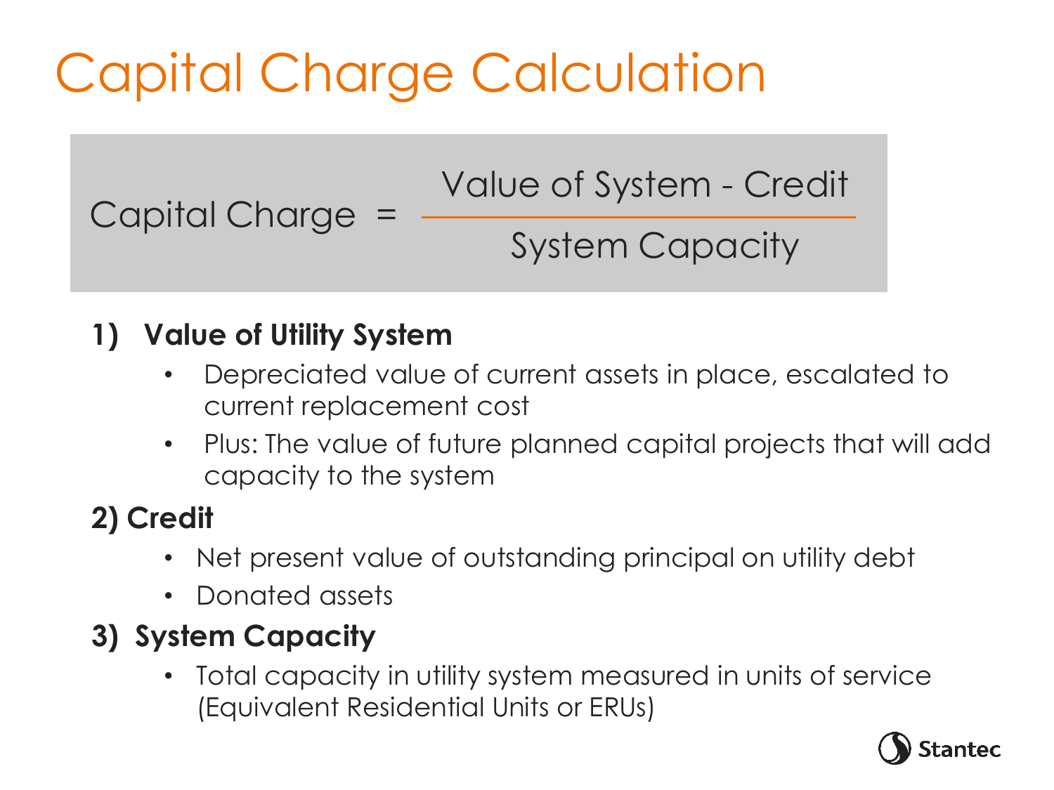# Capital Charge Calculation

$$\text{Capital Charge} = \frac{\text{Value of System - Credit}}{\text{System Capacity}}$$

1) **Value of Utility System**
   - Depreciated value of current assets in place, escalated to current replacement cost
   - Plus: The value of future planned capital projects that will add capacity to the system

2) **Credit**
   - Net present value of outstanding principal on utility debt
   - Donated assets

3) **System Capacity**
   - Total capacity in utility system measured in units of service (Equivalent Residential Units or ERUs)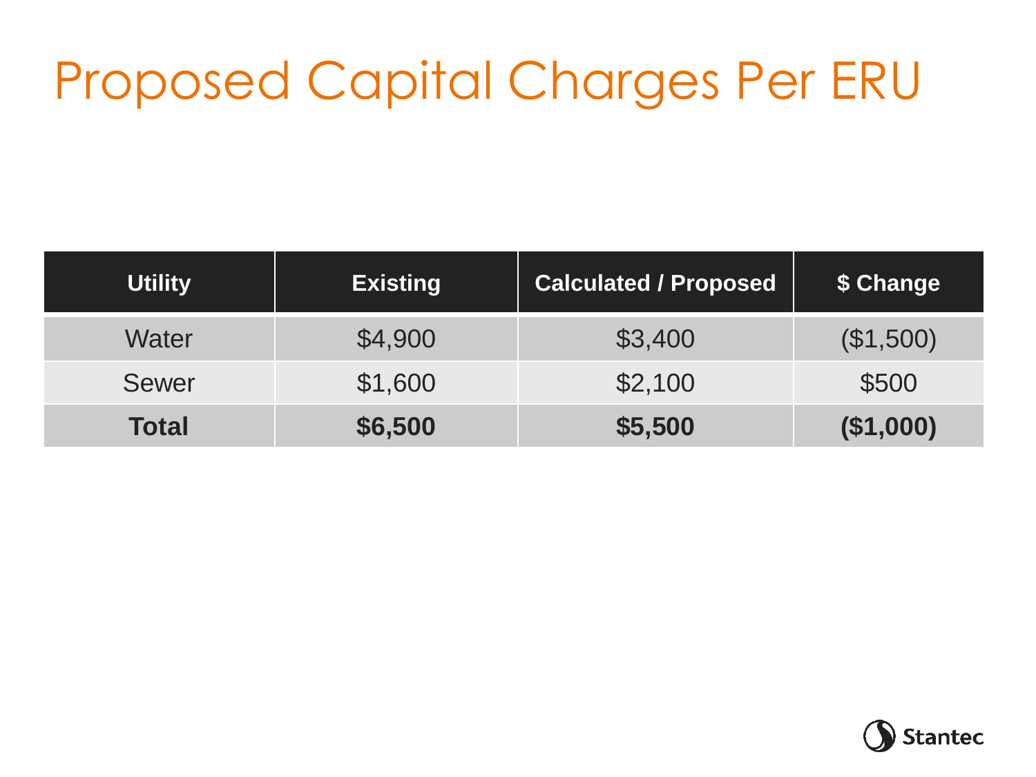# Proposed Capital Charges Per ERU

| Utility | Existing | Calculated / Proposed | $ Change |
|---|---|---|---|
| Water | $4,900 | $3,400 | ($1,500) |
| Sewer | $1,600 | $2,100 | $500 |
| **Total** | **$6,500** | **$5,500** | **($1,000)** |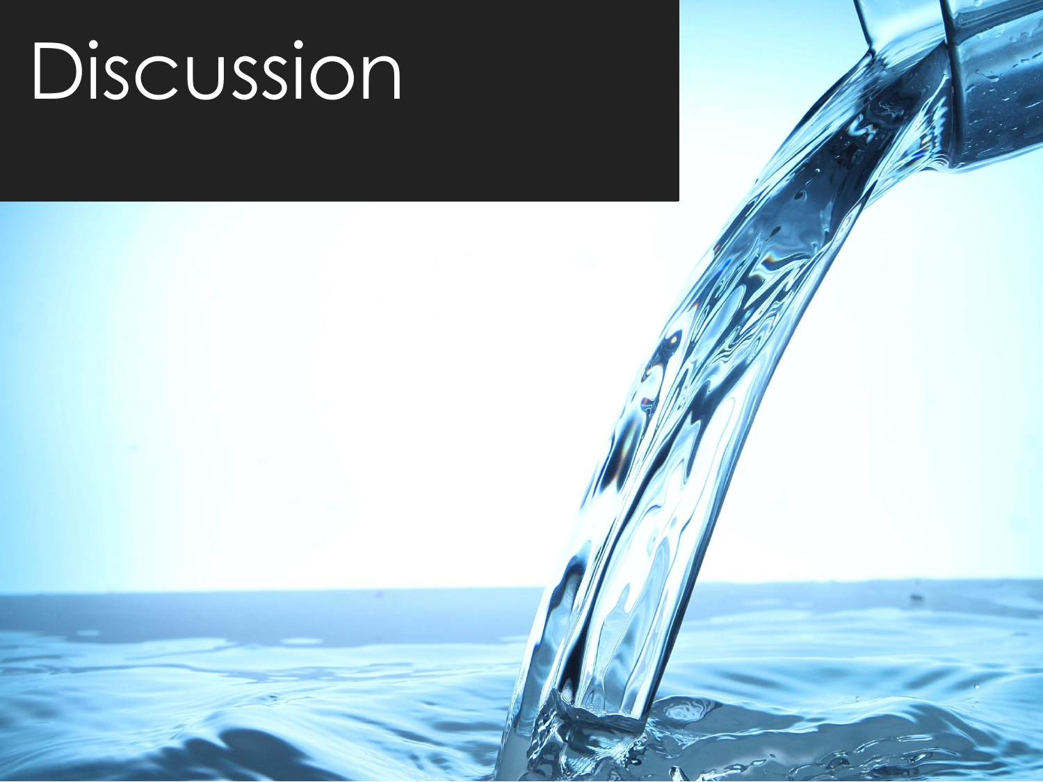# Discussion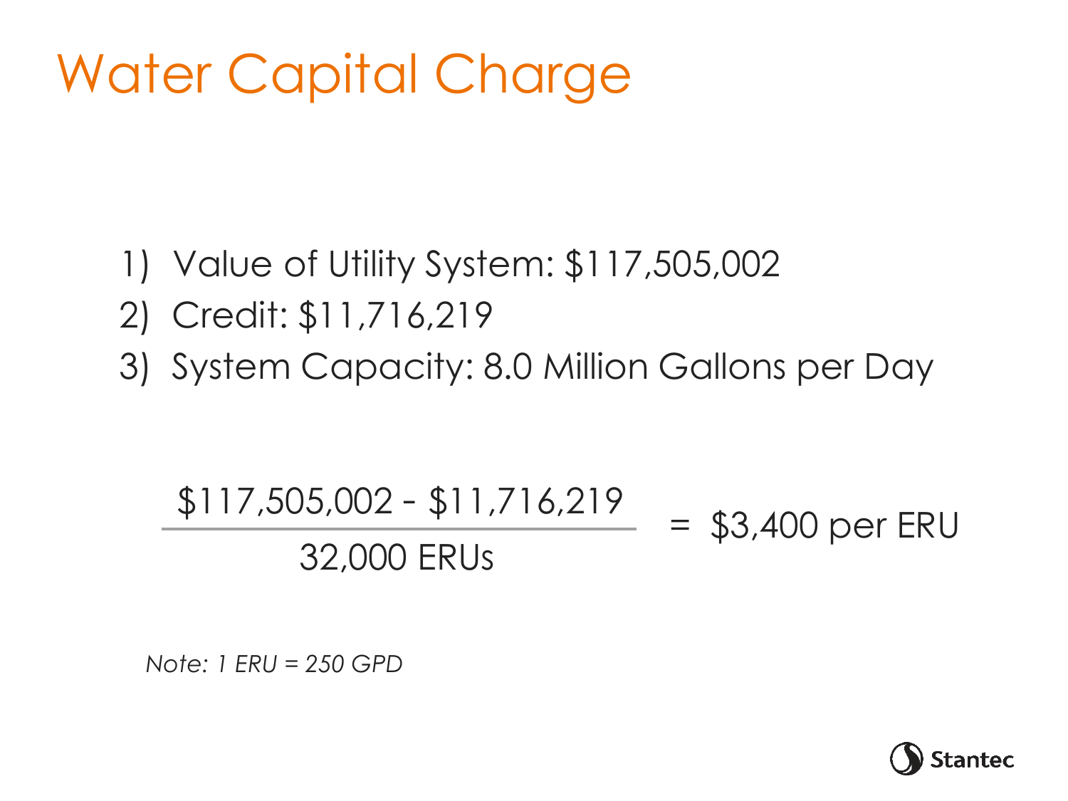# Water Capital Charge

1) Value of Utility System: $117,505,002
2) Credit: $11,716,219
3) System Capacity: 8.0 Million Gallons per Day

$$\frac{\$117{,}505{,}002 - \$11{,}716{,}219}{32{,}000 \text{ ERUs}} = \$3{,}400 \text{ per ERU}$$

*Note: 1 ERU = 250 GPD*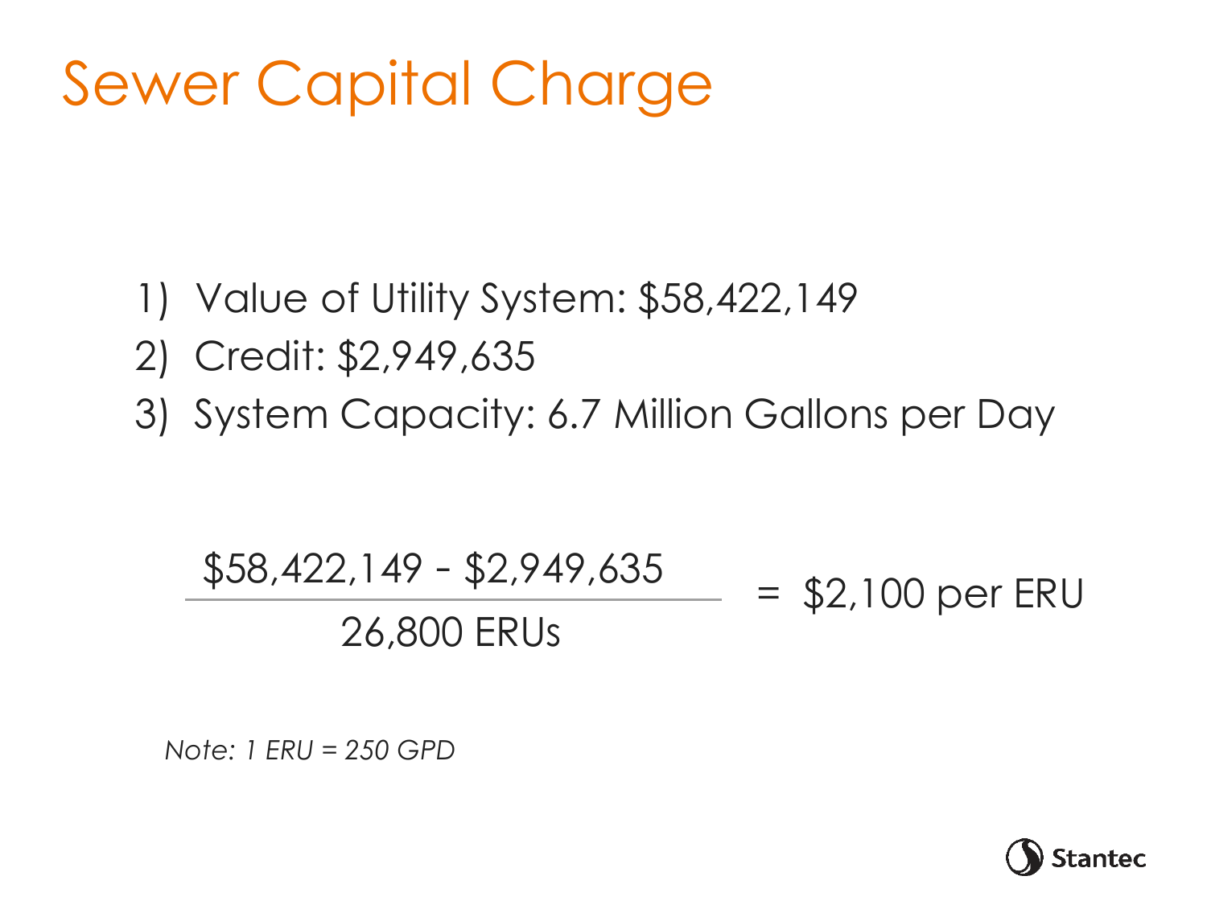# Sewer Capital Charge

1) Value of Utility System: $58,422,149
2) Credit: $2,949,635
3) System Capacity: 6.7 Million Gallons per Day

$$\frac{\$58{,}422{,}149 - \$2{,}949{,}635}{26{,}800 \text{ ERUs}} = \$2{,}100 \text{ per ERU}$$

*Note: 1 ERU = 250 GPD*